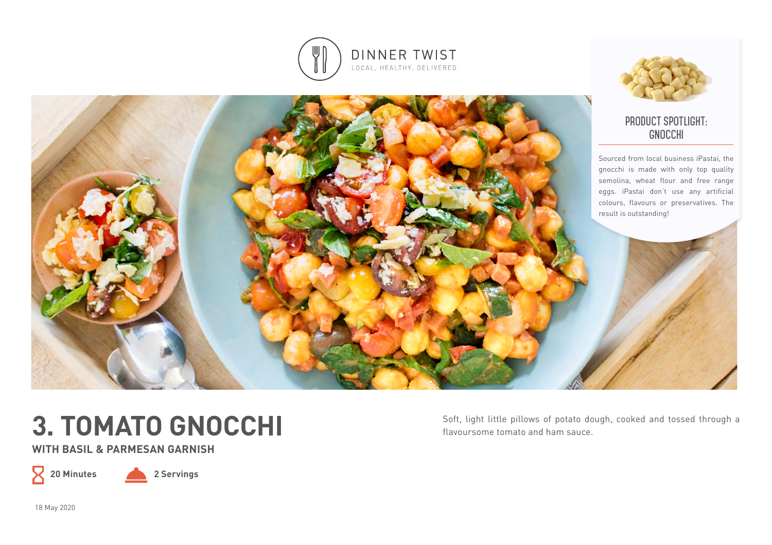DINNER TWIST

LOCAL, HEALTHY, DELIVERED

## PRODUCT SPOTLIGHT: GNOCCHI

Sourced from local business iPastai, the gnocchi is made with only top quality semolina, wheat flour and free range eggs. iPastai don't use any artificial colours, flavours or preservatives. The result is outstanding!

# 3. TOMATO GNOCCHI

### WITH BASIL & PARMESAN GARNISH

**20 Minutes** **2 Servings**

Soft, light little pillows of potato dough, cooked and tossed through a flavoursome tomato and ham sauce.

18 May 2020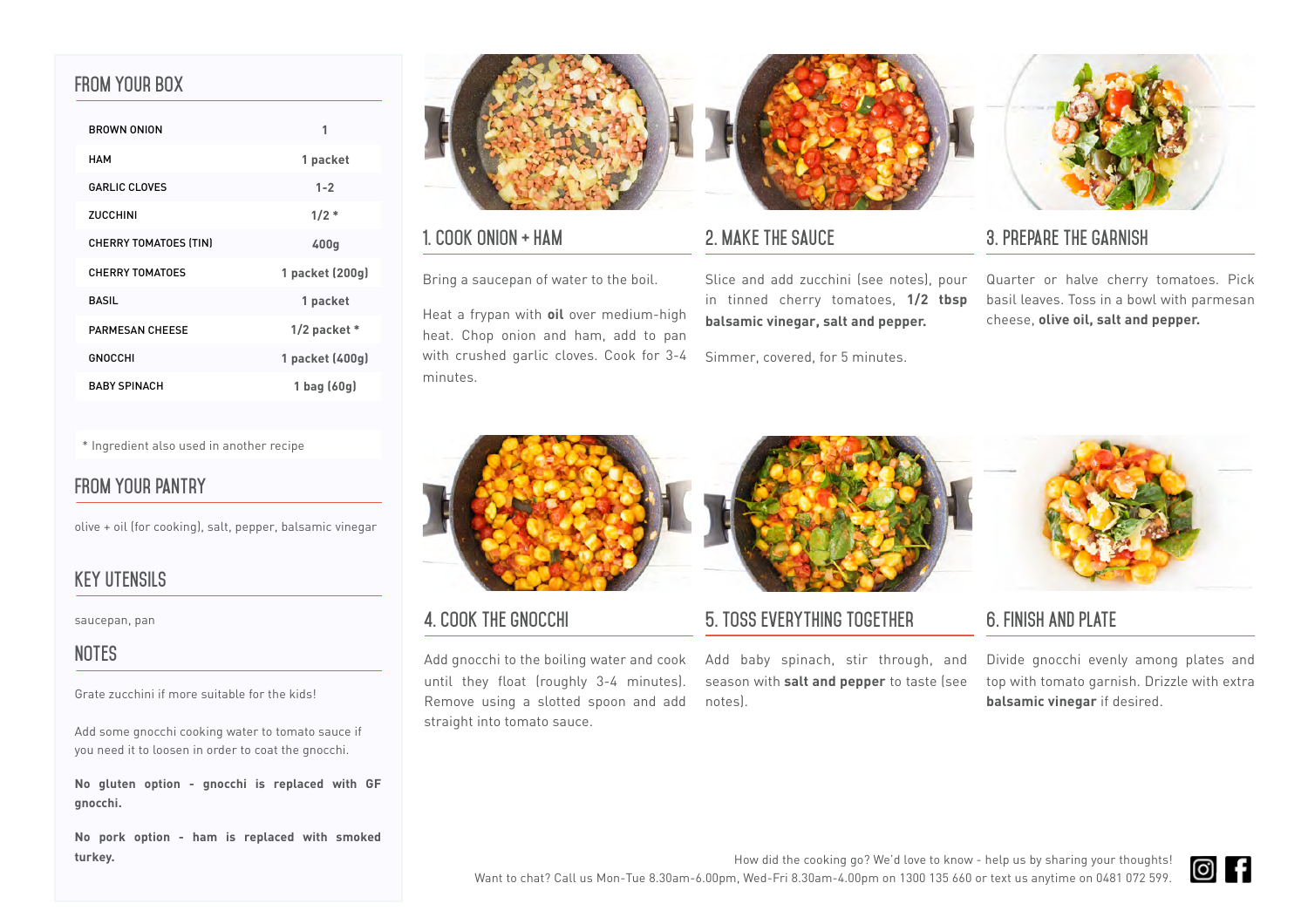## FROM YOUR BOX

| | |
|---|---|
| BROWN ONION | 1 |
| HAM | 1 packet |
| GARLIC CLOVES | 1-2 |
| ZUCCHINI | 1/2 * |
| CHERRY TOMATOES (TIN) | 400g |
| CHERRY TOMATOES | 1 packet (200g) |
| BASIL | 1 packet |
| PARMESAN CHEESE | 1/2 packet * |
| GNOCCHI | 1 packet (400g) |
| BABY SPINACH | 1 bag (60g) |

* Ingredient also used in another recipe

## FROM YOUR PANTRY

olive + oil (for cooking), salt, pepper, balsamic vinegar

## KEY UTENSILS

saucepan, pan

## NOTES

Grate zucchini if more suitable for the kids!

Add some gnocchi cooking water to tomato sauce if you need it to loosen in order to coat the gnocchi.

**No gluten option - gnocchi is replaced with GF gnocchi.**

**No pork option - ham is replaced with smoked turkey.**

## 1. COOK ONION + HAM

Bring a saucepan of water to the boil.

Heat a frypan with **oil** over medium-high heat. Chop onion and ham, add to pan with crushed garlic cloves. Cook for 3-4 minutes.

## 2. MAKE THE SAUCE

Slice and add zucchini (see notes), pour in tinned cherry tomatoes, **1/2 tbsp balsamic vinegar, salt and pepper.**

Simmer, covered, for 5 minutes.

## 3. PREPARE THE GARNISH

Quarter or halve cherry tomatoes. Pick basil leaves. Toss in a bowl with parmesan cheese, **olive oil, salt and pepper.**

## 4. COOK THE GNOCCHI

Add gnocchi to the boiling water and cook until they float (roughly 3-4 minutes). Remove using a slotted spoon and add straight into tomato sauce.

## 5. TOSS EVERYTHING TOGETHER

Add baby spinach, stir through, and season with **salt and pepper** to taste (see notes).

## 6. FINISH AND PLATE

Divide gnocchi evenly among plates and top with tomato garnish. Drizzle with extra **balsamic vinegar** if desired.

How did the cooking go? We'd love to know - help us by sharing your thoughts!
Want to chat? Call us Mon-Tue 8.30am-6.00pm, Wed-Fri 8.30am-4.00pm on 1300 135 660 or text us anytime on 0481 072 599.